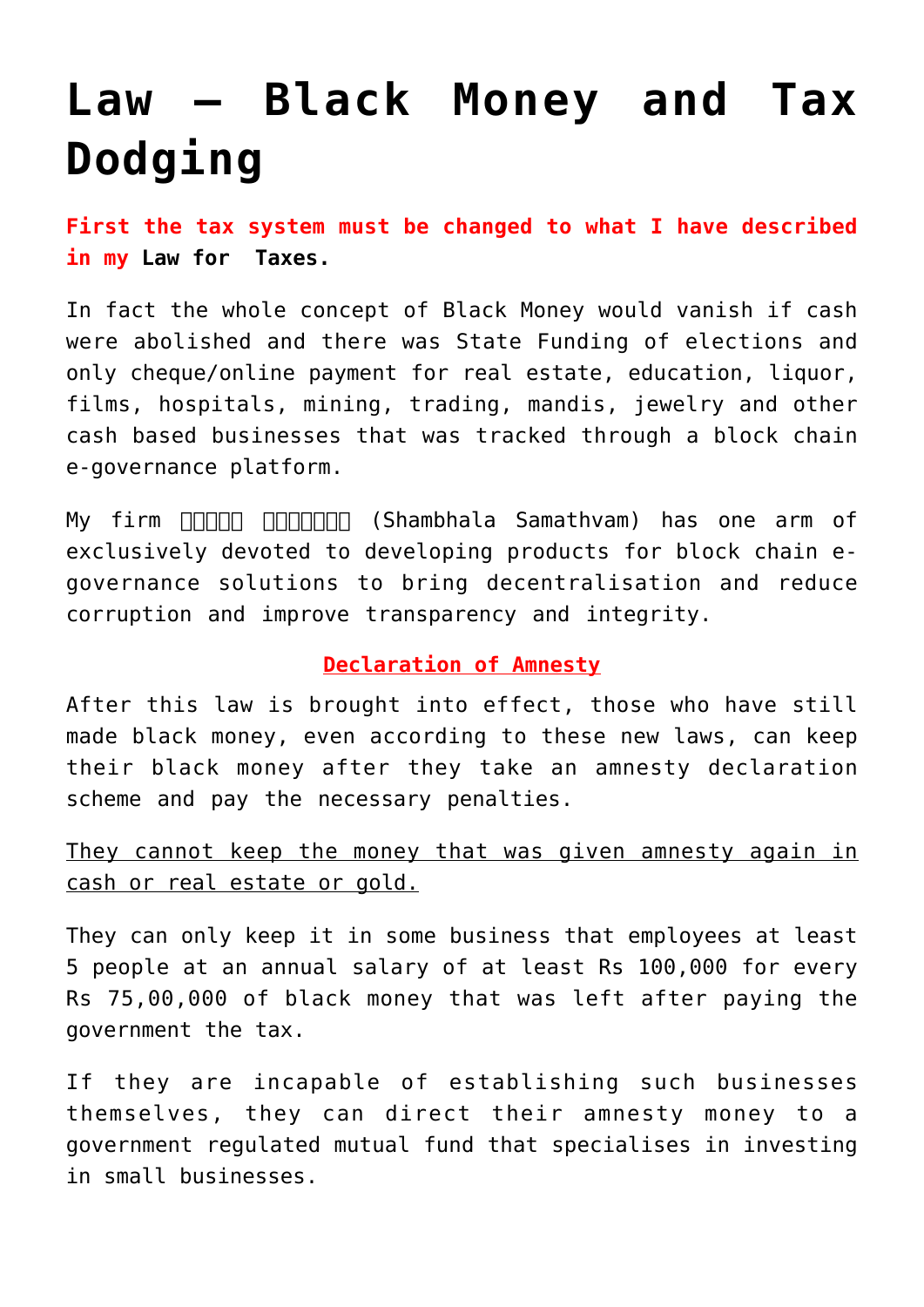# Law – Black Money and Tax Dodging

**First the tax system must be changed to what I have described in my Law for Taxes.**

In fact the whole concept of Black Money would vanish if cash were abolished and there was State Funding of elections and only cheque/online payment for real estate, education, liquor, films, hospitals, mining, trading, mandis, jewelry and other cash based businesses that was tracked through a block chain e-governance platform.

My firm □□□□□ □□□□□□□ (Shambhala Samathvam) has one arm of exclusively devoted to developing products for block chain e-governance solutions to bring decentralisation and reduce corruption and improve transparency and integrity.

**Declaration of Amnesty**

After this law is brought into effect, those who have still made black money, even according to these new laws, can keep their black money after they take an amnesty declaration scheme and pay the necessary penalties.

They cannot keep the money that was given amnesty again in cash or real estate or gold.

They can only keep it in some business that employees at least 5 people at an annual salary of at least Rs 100,000 for every Rs 75,00,000 of black money that was left after paying the government the tax.

If they are incapable of establishing such businesses themselves, they can direct their amnesty money to a government regulated mutual fund that specialises in investing in small businesses.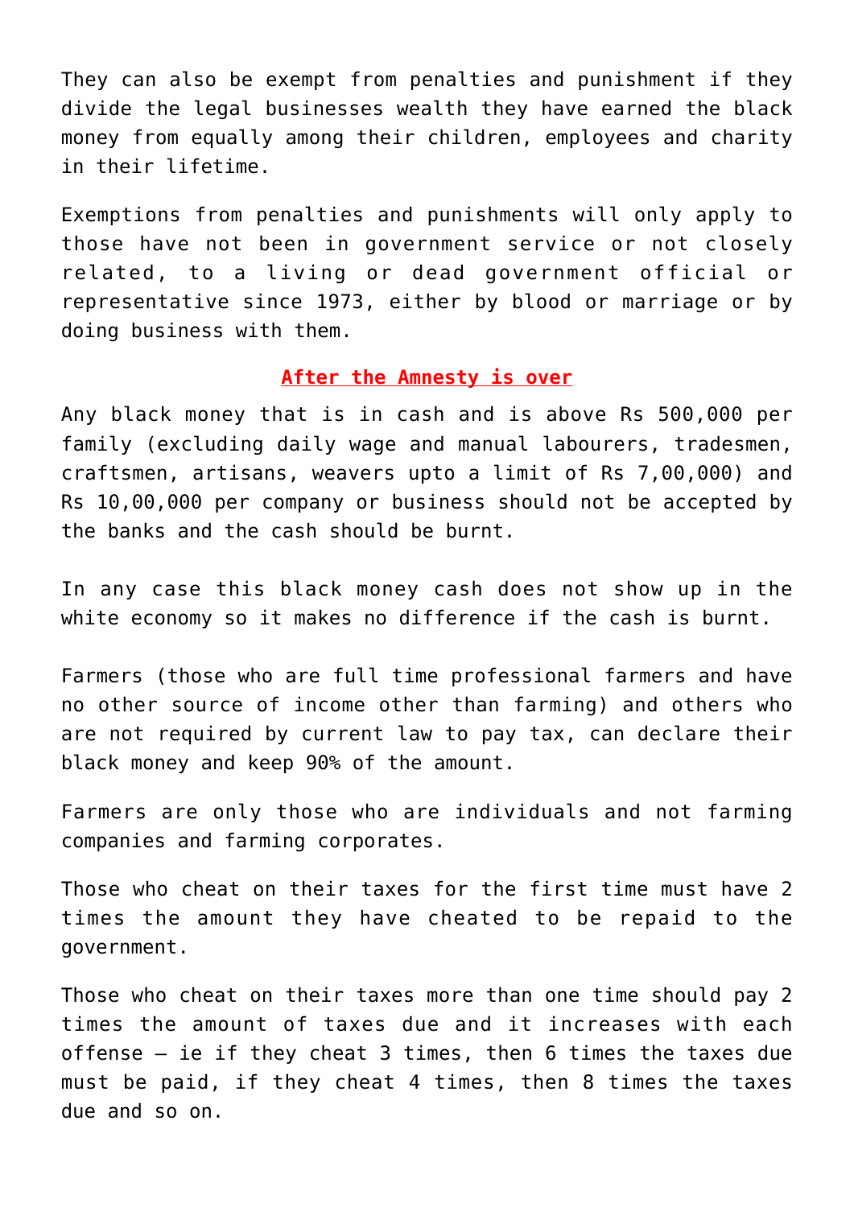They can also be exempt from penalties and punishment if they divide the legal businesses wealth they have earned the black money from equally among their children, employees and charity in their lifetime.

Exemptions from penalties and punishments will only apply to those have not been in government service or not closely related, to a living or dead government official or representative since 1973, either by blood or marriage or by doing business with them.

## After the Amnesty is over

Any black money that is in cash and is above Rs 500,000 per family (excluding daily wage and manual labourers, tradesmen, craftsmen, artisans, weavers upto a limit of Rs 7,00,000) and Rs 10,00,000 per company or business should not be accepted by the banks and the cash should be burnt.

In any case this black money cash does not show up in the white economy so it makes no difference if the cash is burnt.

Farmers (those who are full time professional farmers and have no other source of income other than farming) and others who are not required by current law to pay tax, can declare their black money and keep 90% of the amount.

Farmers are only those who are individuals and not farming companies and farming corporates.

Those who cheat on their taxes for the first time must have 2 times the amount they have cheated to be repaid to the government.

Those who cheat on their taxes more than one time should pay 2 times the amount of taxes due and it increases with each offense – ie if they cheat 3 times, then 6 times the taxes due must be paid, if they cheat 4 times, then 8 times the taxes due and so on.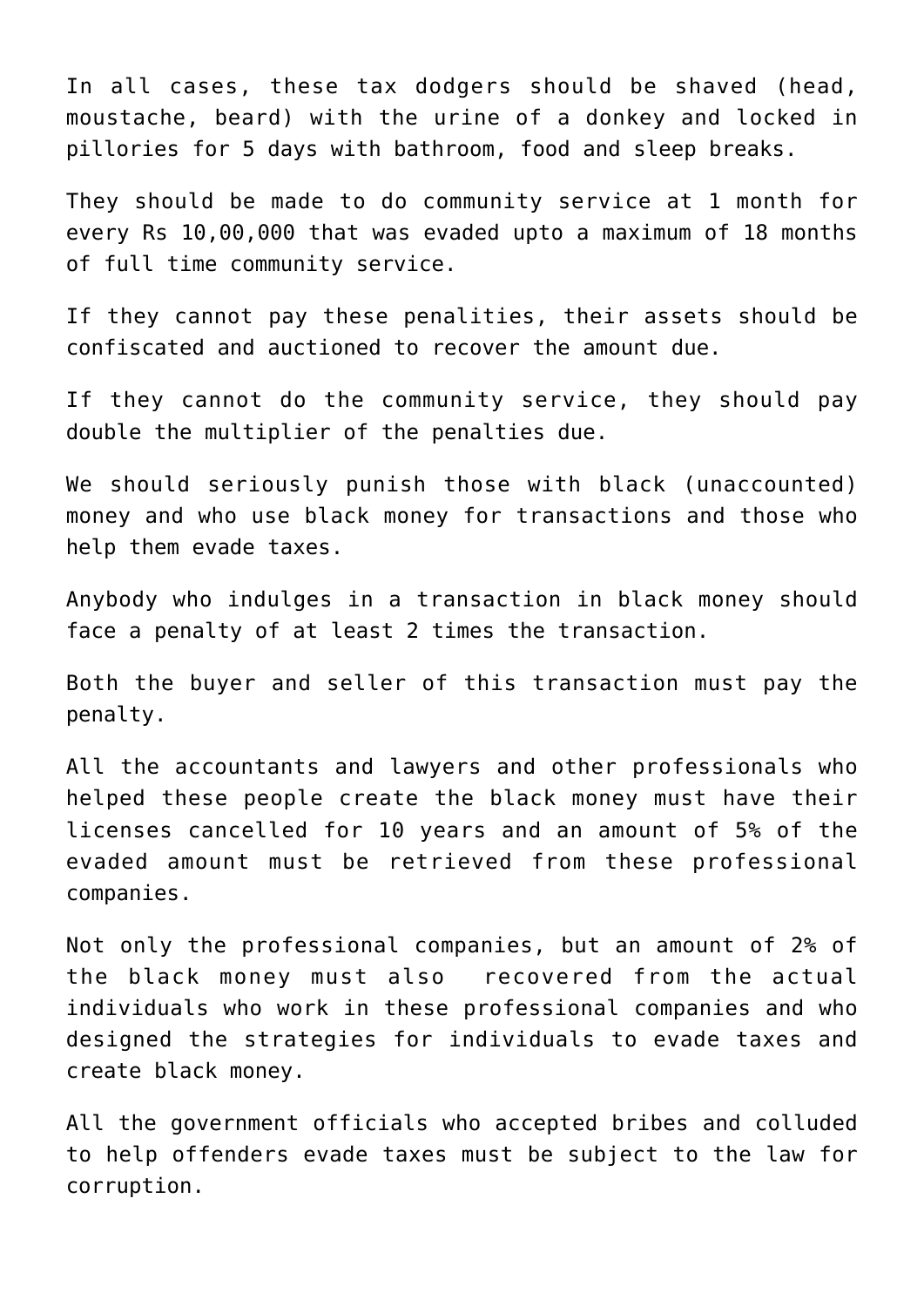In all cases, these tax dodgers should be shaved (head, moustache, beard) with the urine of a donkey and locked in pillories for 5 days with bathroom, food and sleep breaks.

They should be made to do community service at 1 month for every Rs 10,00,000 that was evaded upto a maximum of 18 months of full time community service.

If they cannot pay these penalities, their assets should be confiscated and auctioned to recover the amount due.

If they cannot do the community service, they should pay double the multiplier of the penalties due.

We should seriously punish those with black (unaccounted) money and who use black money for transactions and those who help them evade taxes.

Anybody who indulges in a transaction in black money should face a penalty of at least 2 times the transaction.

Both the buyer and seller of this transaction must pay the penalty.

All the accountants and lawyers and other professionals who helped these people create the black money must have their licenses cancelled for 10 years and an amount of 5% of the evaded amount must be retrieved from these professional companies.

Not only the professional companies, but an amount of 2% of the black money must also recovered from the actual individuals who work in these professional companies and who designed the strategies for individuals to evade taxes and create black money.

All the government officials who accepted bribes and colluded to help offenders evade taxes must be subject to the law for corruption.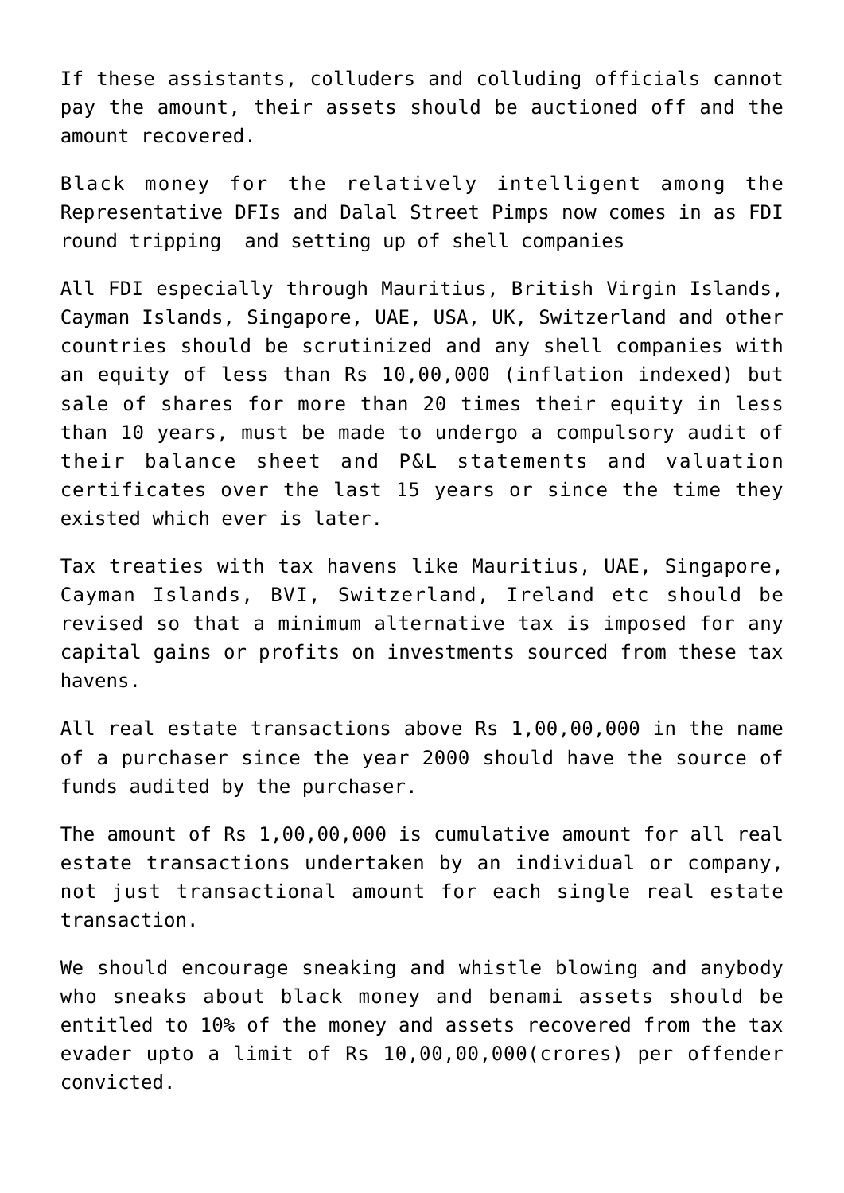If these assistants, colluders and colluding officials cannot pay the amount, their assets should be auctioned off and the amount recovered.

Black money for the relatively intelligent among the Representative DFIs and Dalal Street Pimps now comes in as FDI round tripping  and setting up of shell companies

All FDI especially through Mauritius, British Virgin Islands, Cayman Islands, Singapore, UAE, USA, UK, Switzerland and other countries should be scrutinized and any shell companies with an equity of less than Rs 10,00,000 (inflation indexed) but sale of shares for more than 20 times their equity in less than 10 years, must be made to undergo a compulsory audit of their balance sheet and P&L statements and valuation certificates over the last 15 years or since the time they existed which ever is later.

Tax treaties with tax havens like Mauritius, UAE, Singapore, Cayman Islands, BVI, Switzerland, Ireland etc should be revised so that a minimum alternative tax is imposed for any capital gains or profits on investments sourced from these tax havens.

All real estate transactions above Rs 1,00,00,000 in the name of a purchaser since the year 2000 should have the source of funds audited by the purchaser.

The amount of Rs 1,00,00,000 is cumulative amount for all real estate transactions undertaken by an individual or company, not just transactional amount for each single real estate transaction.

We should encourage sneaking and whistle blowing and anybody who sneaks about black money and benami assets should be entitled to 10% of the money and assets recovered from the tax evader upto a limit of Rs 10,00,00,000(crores) per offender convicted.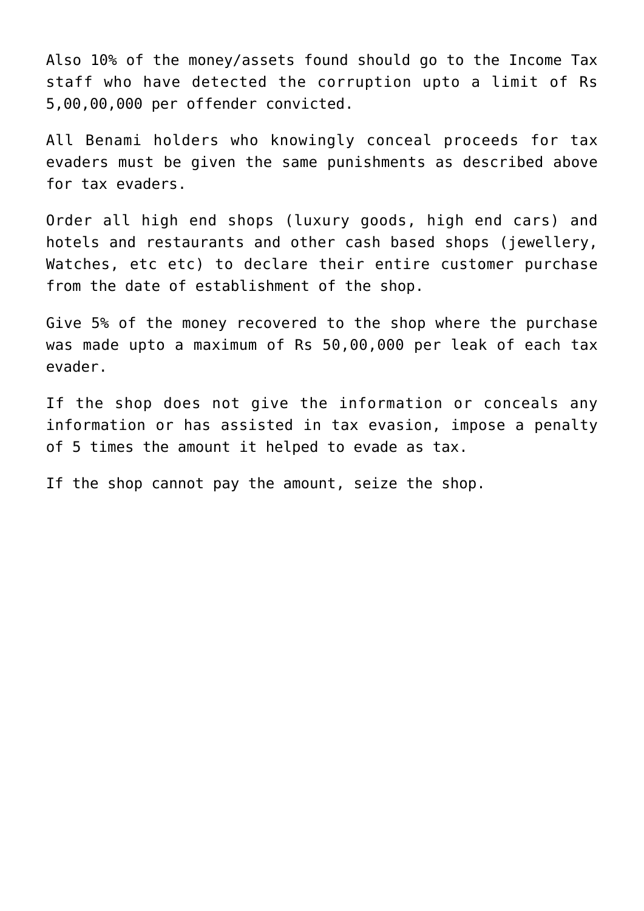Also 10% of the money/assets found should go to the Income Tax staff who have detected the corruption upto a limit of Rs 5,00,00,000 per offender convicted.

All Benami holders who knowingly conceal proceeds for tax evaders must be given the same punishments as described above for tax evaders.

Order all high end shops (luxury goods, high end cars) and hotels and restaurants and other cash based shops (jewellery, Watches, etc etc) to declare their entire customer purchase from the date of establishment of the shop.

Give 5% of the money recovered to the shop where the purchase was made upto a maximum of Rs 50,00,000 per leak of each tax evader.

If the shop does not give the information or conceals any information or has assisted in tax evasion, impose a penalty of 5 times the amount it helped to evade as tax.

If the shop cannot pay the amount, seize the shop.